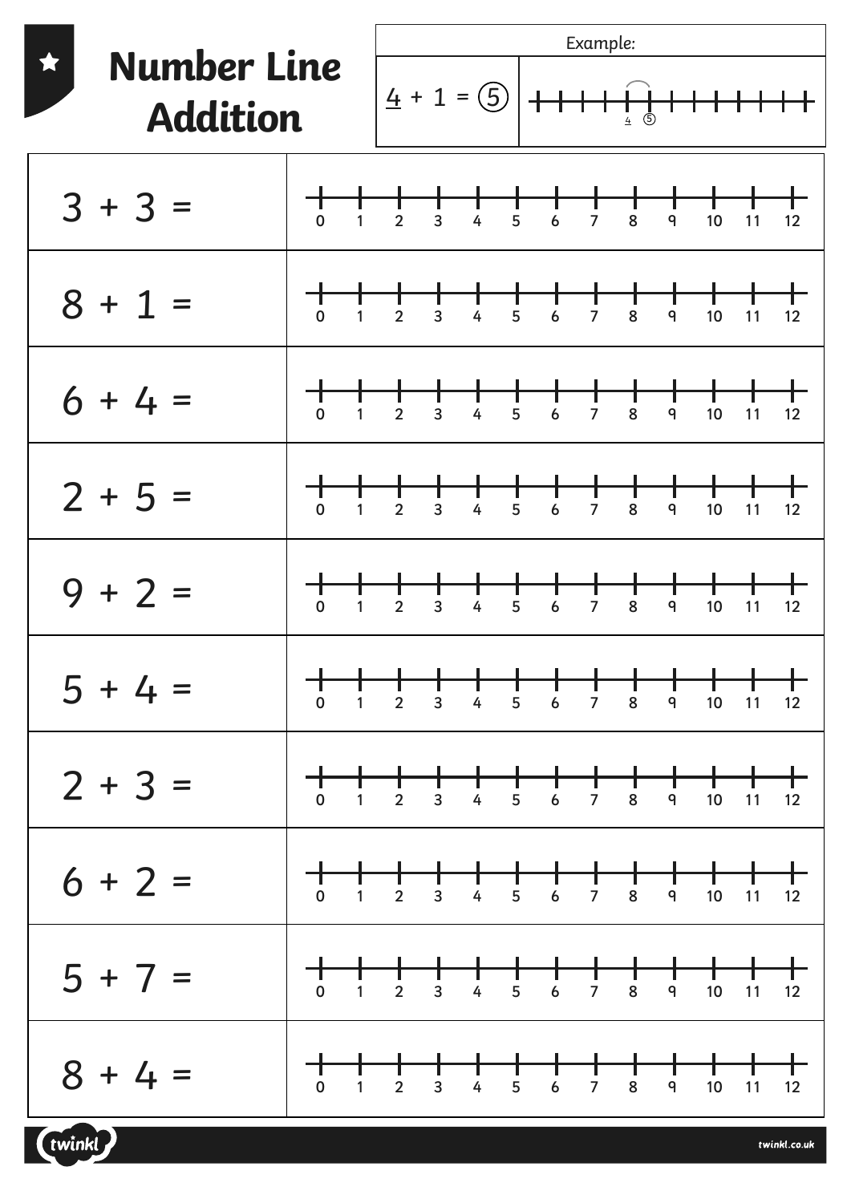# Number Line Addition

| Example: | |
|---|---|
| 4 + 1 = ⑤ | number line: 4 ⑤ |

| | |
|---|---|
| 3 + 3 = | 0 1 2 3 4 5 6 7 8 9 10 11 12 |
| 8 + 1 = | 0 1 2 3 4 5 6 7 8 9 10 11 12 |
| 6 + 4 = | 0 1 2 3 4 5 6 7 8 9 10 11 12 |
| 2 + 5 = | 0 1 2 3 4 5 6 7 8 9 10 11 12 |
| 9 + 2 = | 0 1 2 3 4 5 6 7 8 9 10 11 12 |
| 5 + 4 = | 0 1 2 3 4 5 6 7 8 9 10 11 12 |
| 2 + 3 = | 0 1 2 3 4 5 6 7 8 9 10 11 12 |
| 6 + 2 = | 0 1 2 3 4 5 6 7 8 9 10 11 12 |
| 5 + 7 = | 0 1 2 3 4 5 6 7 8 9 10 11 12 |
| 8 + 4 = | 0 1 2 3 4 5 6 7 8 9 10 11 12 |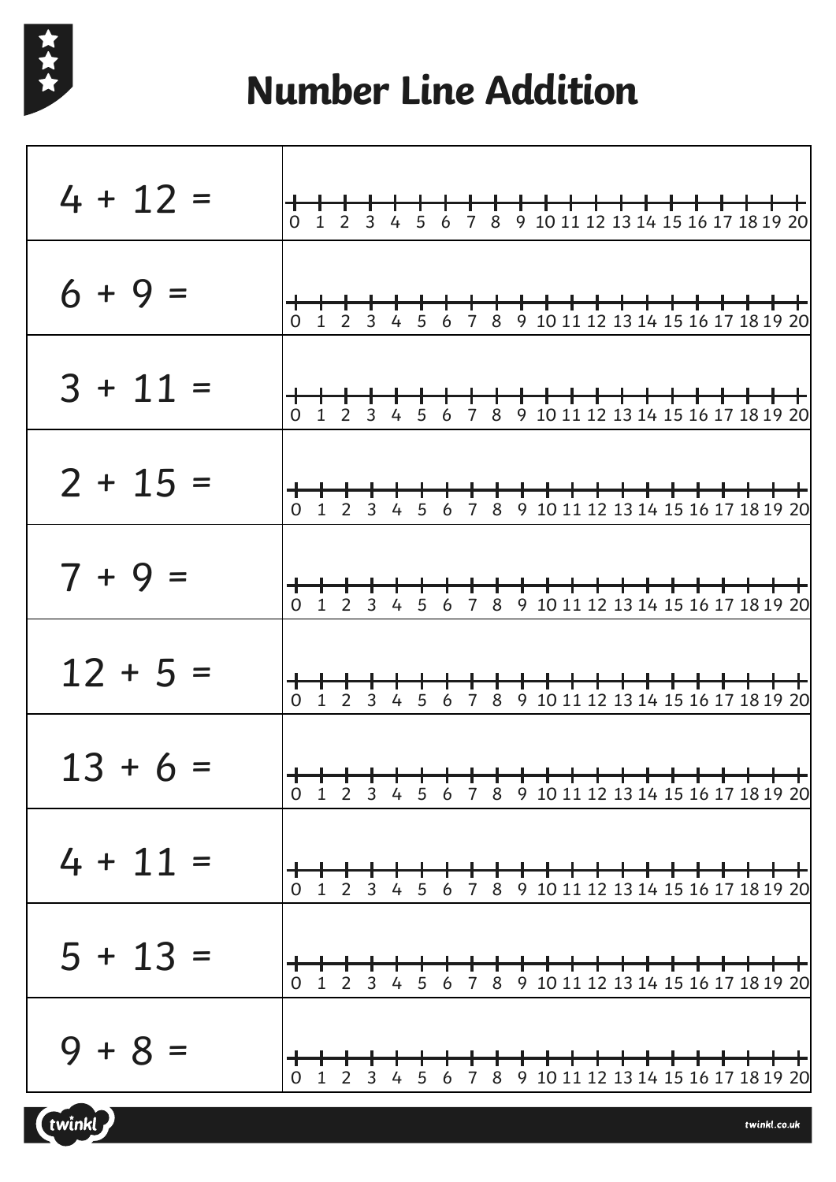# Number Line Addition

| | |
|---|---|
| $4 + 12 =$ | 0 1 2 3 4 5 6 7 8 9 10 11 12 13 14 15 16 17 18 19 20 |
| $6 + 9 =$ | 0 1 2 3 4 5 6 7 8 9 10 11 12 13 14 15 16 17 18 19 20 |
| $3 + 11 =$ | 0 1 2 3 4 5 6 7 8 9 10 11 12 13 14 15 16 17 18 19 20 |
| $2 + 15 =$ | 0 1 2 3 4 5 6 7 8 9 10 11 12 13 14 15 16 17 18 19 20 |
| $7 + 9 =$ | 0 1 2 3 4 5 6 7 8 9 10 11 12 13 14 15 16 17 18 19 20 |
| $12 + 5 =$ | 0 1 2 3 4 5 6 7 8 9 10 11 12 13 14 15 16 17 18 19 20 |
| $13 + 6 =$ | 0 1 2 3 4 5 6 7 8 9 10 11 12 13 14 15 16 17 18 19 20 |
| $4 + 11 =$ | 0 1 2 3 4 5 6 7 8 9 10 11 12 13 14 15 16 17 18 19 20 |
| $5 + 13 =$ | 0 1 2 3 4 5 6 7 8 9 10 11 12 13 14 15 16 17 18 19 20 |
| $9 + 8 =$ | 0 1 2 3 4 5 6 7 8 9 10 11 12 13 14 15 16 17 18 19 20 |